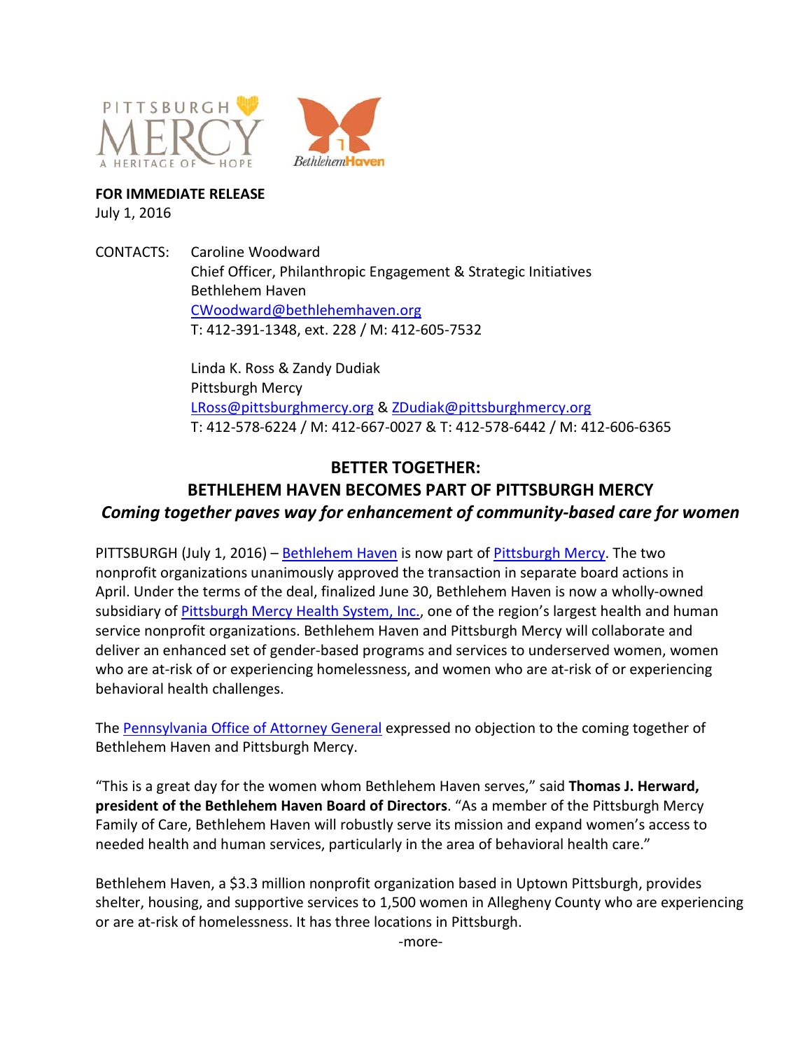**FOR IMMEDIATE RELEASE**
July 1, 2016

CONTACTS: Caroline Woodward
Chief Officer, Philanthropic Engagement & Strategic Initiatives
Bethlehem Haven
CWoodward@bethlehemhaven.org
T: 412-391-1348, ext. 228 / M: 412-605-7532

Linda K. Ross & Zandy Dudiak
Pittsburgh Mercy
LRoss@pittsburghmercy.org & ZDudiak@pittsburghmercy.org
T: 412-578-6224 / M: 412-667-0027 & T: 412-578-6442 / M: 412-606-6365

# BETTER TOGETHER: BETHLEHEM HAVEN BECOMES PART OF PITTSBURGH MERCY

***Coming together paves way for enhancement of community-based care for women***

PITTSBURGH (July 1, 2016) – Bethlehem Haven is now part of Pittsburgh Mercy. The two nonprofit organizations unanimously approved the transaction in separate board actions in April. Under the terms of the deal, finalized June 30, Bethlehem Haven is now a wholly-owned subsidiary of Pittsburgh Mercy Health System, Inc., one of the region's largest health and human service nonprofit organizations. Bethlehem Haven and Pittsburgh Mercy will collaborate and deliver an enhanced set of gender-based programs and services to underserved women, women who are at-risk of or experiencing homelessness, and women who are at-risk of or experiencing behavioral health challenges.

The Pennsylvania Office of Attorney General expressed no objection to the coming together of Bethlehem Haven and Pittsburgh Mercy.

"This is a great day for the women whom Bethlehem Haven serves," said **Thomas J. Herward, president of the Bethlehem Haven Board of Directors**. "As a member of the Pittsburgh Mercy Family of Care, Bethlehem Haven will robustly serve its mission and expand women's access to needed health and human services, particularly in the area of behavioral health care."

Bethlehem Haven, a $3.3 million nonprofit organization based in Uptown Pittsburgh, provides shelter, housing, and supportive services to 1,500 women in Allegheny County who are experiencing or are at-risk of homelessness. It has three locations in Pittsburgh.

-more-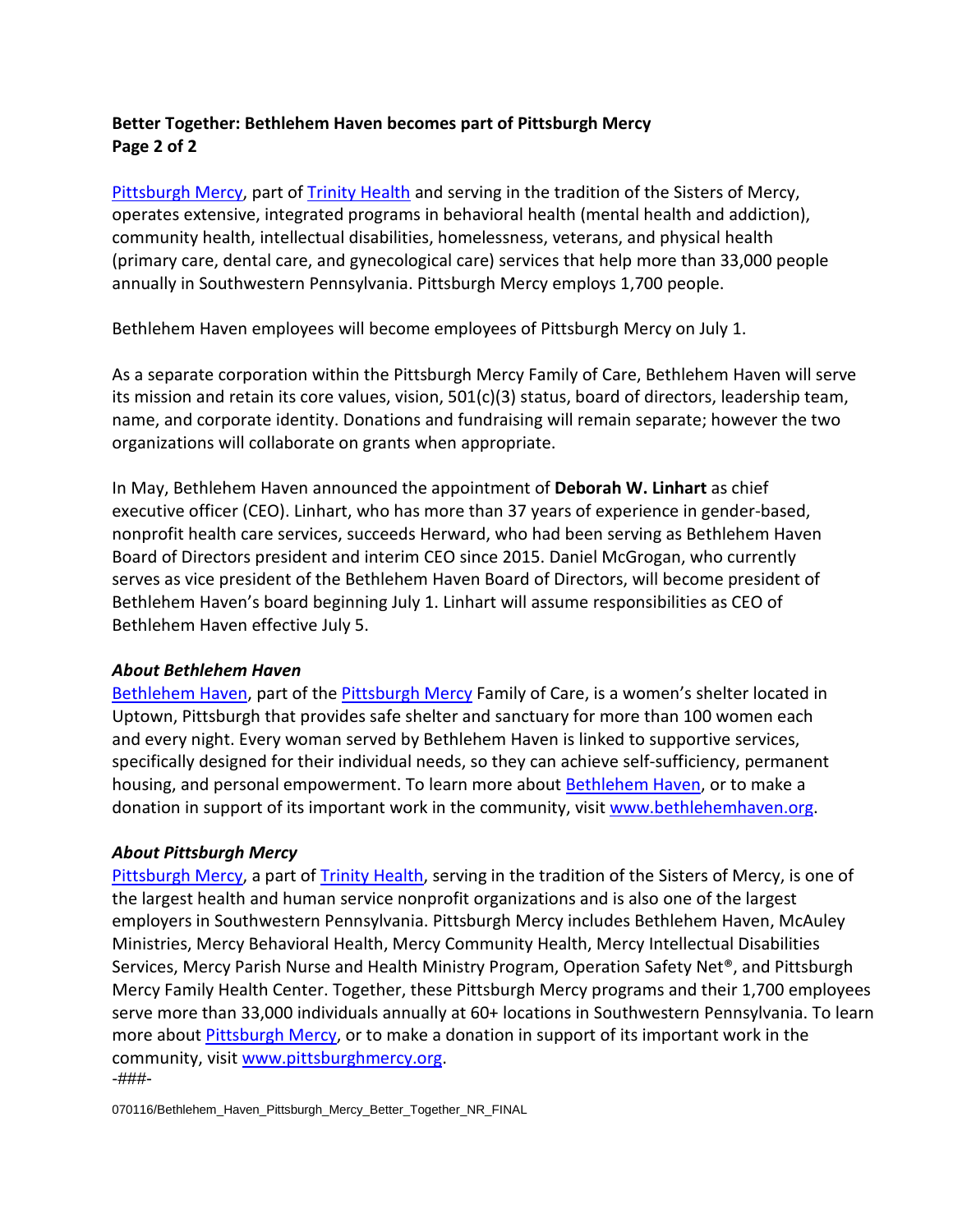Pittsburgh Mercy, part of Trinity Health and serving in the tradition of the Sisters of Mercy, operates extensive, integrated programs in behavioral health (mental health and addiction), community health, intellectual disabilities, homelessness, veterans, and physical health (primary care, dental care, and gynecological care) services that help more than 33,000 people annually in Southwestern Pennsylvania. Pittsburgh Mercy employs 1,700 people.

Bethlehem Haven employees will become employees of Pittsburgh Mercy on July 1.

As a separate corporation within the Pittsburgh Mercy Family of Care, Bethlehem Haven will serve its mission and retain its core values, vision, 501(c)(3) status, board of directors, leadership team, name, and corporate identity. Donations and fundraising will remain separate; however the two organizations will collaborate on grants when appropriate.

In May, Bethlehem Haven announced the appointment of **Deborah W. Linhart** as chief executive officer (CEO). Linhart, who has more than 37 years of experience in gender-based, nonprofit health care services, succeeds Herward, who had been serving as Bethlehem Haven Board of Directors president and interim CEO since 2015. Daniel McGrogan, who currently serves as vice president of the Bethlehem Haven Board of Directors, will become president of Bethlehem Haven's board beginning July 1. Linhart will assume responsibilities as CEO of Bethlehem Haven effective July 5.

### *About Bethlehem Haven*

Bethlehem Haven, part of the Pittsburgh Mercy Family of Care, is a women's shelter located in Uptown, Pittsburgh that provides safe shelter and sanctuary for more than 100 women each and every night. Every woman served by Bethlehem Haven is linked to supportive services, specifically designed for their individual needs, so they can achieve self-sufficiency, permanent housing, and personal empowerment. To learn more about Bethlehem Haven, or to make a donation in support of its important work in the community, visit www.bethlehemhaven.org.

### *About Pittsburgh Mercy*

Pittsburgh Mercy, a part of Trinity Health, serving in the tradition of the Sisters of Mercy, is one of the largest health and human service nonprofit organizations and is also one of the largest employers in Southwestern Pennsylvania. Pittsburgh Mercy includes Bethlehem Haven, McAuley Ministries, Mercy Behavioral Health, Mercy Community Health, Mercy Intellectual Disabilities Services, Mercy Parish Nurse and Health Ministry Program, Operation Safety Net®, and Pittsburgh Mercy Family Health Center. Together, these Pittsburgh Mercy programs and their 1,700 employees serve more than 33,000 individuals annually at 60+ locations in Southwestern Pennsylvania. To learn more about Pittsburgh Mercy, or to make a donation in support of its important work in the community, visit www.pittsburghmercy.org.

-###-

070116/Bethlehem_Haven_Pittsburgh_Mercy_Better_Together_NR_FINAL